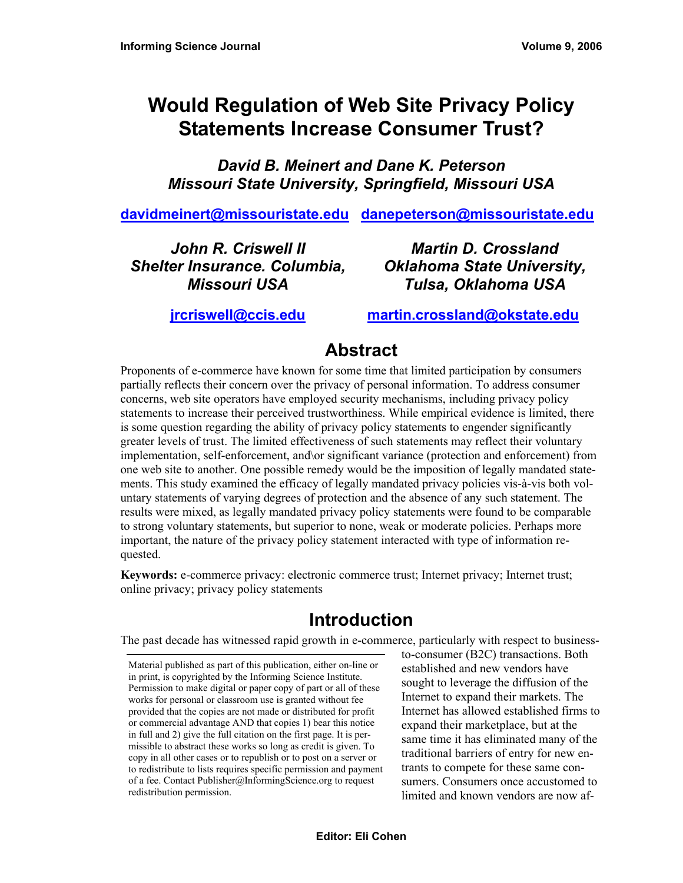# Would Regulation of Web Site Privacy Policy Statements Increase Consumer Trust?

***David B. Meinert and Dane K. Peterson***
***Missouri State University, Springfield, Missouri USA***

davidmeinert@missouristate.edu danepeterson@missouristate.edu

***John R. Criswell II***
***Shelter Insurance. Columbia, Missouri USA***

jrcriswell@ccis.edu

***Martin D. Crossland***
***Oklahoma State University, Tulsa, Oklahoma USA***

martin.crossland@okstate.edu

## Abstract

Proponents of e-commerce have known for some time that limited participation by consumers partially reflects their concern over the privacy of personal information. To address consumer concerns, web site operators have employed security mechanisms, including privacy policy statements to increase their perceived trustworthiness. While empirical evidence is limited, there is some question regarding the ability of privacy policy statements to engender significantly greater levels of trust. The limited effectiveness of such statements may reflect their voluntary implementation, self-enforcement, and\or significant variance (protection and enforcement) from one web site to another. One possible remedy would be the imposition of legally mandated statements. This study examined the efficacy of legally mandated privacy policies vis-à-vis both voluntary statements of varying degrees of protection and the absence of any such statement. The results were mixed, as legally mandated privacy policy statements were found to be comparable to strong voluntary statements, but superior to none, weak or moderate policies. Perhaps more important, the nature of the privacy policy statement interacted with type of information requested.

**Keywords:** e-commerce privacy: electronic commerce trust; Internet privacy; Internet trust; online privacy; privacy policy statements

## Introduction

The past decade has witnessed rapid growth in e-commerce, particularly with respect to business-to-consumer (B2C) transactions. Both established and new vendors have sought to leverage the diffusion of the Internet to expand their markets. The Internet has allowed established firms to expand their marketplace, but at the same time it has eliminated many of the traditional barriers of entry for new entrants to compete for these same consumers. Consumers once accustomed to limited and known vendors are now af-

Material published as part of this publication, either on-line or in print, is copyrighted by the Informing Science Institute. Permission to make digital or paper copy of part or all of these works for personal or classroom use is granted without fee provided that the copies are not made or distributed for profit or commercial advantage AND that copies 1) bear this notice in full and 2) give the full citation on the first page. It is permissible to abstract these works so long as credit is given. To copy in all other cases or to republish or to post on a server or to redistribute to lists requires specific permission and payment of a fee. Contact Publisher@InformingScience.org to request redistribution permission.

**Editor: Eli Cohen**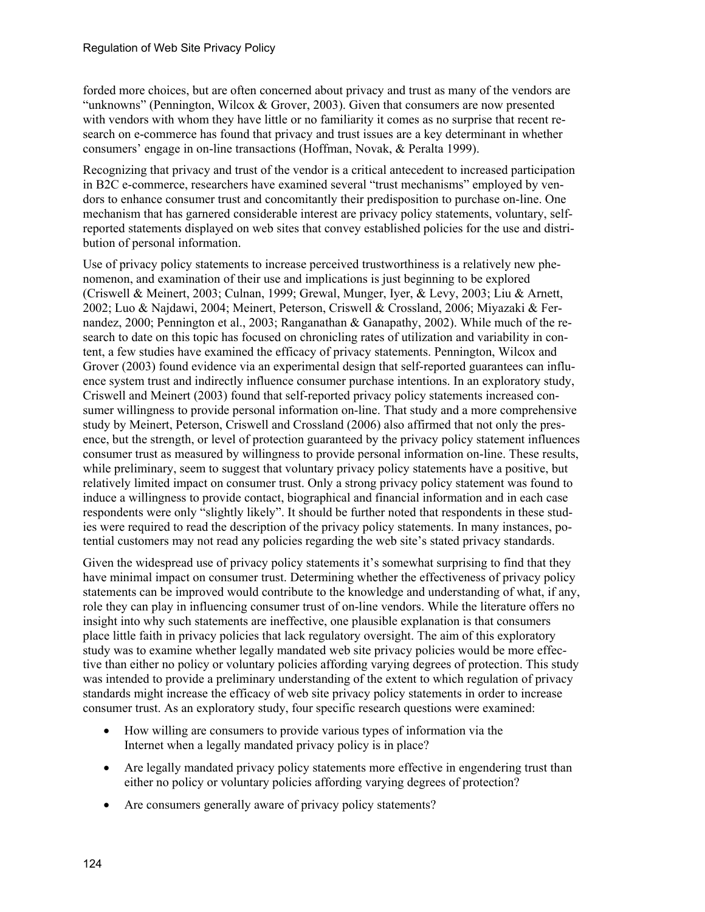forded more choices, but are often concerned about privacy and trust as many of the vendors are "unknowns" (Pennington, Wilcox & Grover, 2003). Given that consumers are now presented with vendors with whom they have little or no familiarity it comes as no surprise that recent research on e-commerce has found that privacy and trust issues are a key determinant in whether consumers' engage in on-line transactions (Hoffman, Novak, & Peralta 1999).

Recognizing that privacy and trust of the vendor is a critical antecedent to increased participation in B2C e-commerce, researchers have examined several "trust mechanisms" employed by vendors to enhance consumer trust and concomitantly their predisposition to purchase on-line. One mechanism that has garnered considerable interest are privacy policy statements, voluntary, self-reported statements displayed on web sites that convey established policies for the use and distribution of personal information.

Use of privacy policy statements to increase perceived trustworthiness is a relatively new phenomenon, and examination of their use and implications is just beginning to be explored (Criswell & Meinert, 2003; Culnan, 1999; Grewal, Munger, Iyer, & Levy, 2003; Liu & Arnett, 2002; Luo & Najdawi, 2004; Meinert, Peterson, Criswell & Crossland, 2006; Miyazaki & Fernandez, 2000; Pennington et al., 2003; Ranganathan & Ganapathy, 2002). While much of the research to date on this topic has focused on chronicling rates of utilization and variability in content, a few studies have examined the efficacy of privacy statements. Pennington, Wilcox and Grover (2003) found evidence via an experimental design that self-reported guarantees can influence system trust and indirectly influence consumer purchase intentions. In an exploratory study, Criswell and Meinert (2003) found that self-reported privacy policy statements increased consumer willingness to provide personal information on-line. That study and a more comprehensive study by Meinert, Peterson, Criswell and Crossland (2006) also affirmed that not only the presence, but the strength, or level of protection guaranteed by the privacy policy statement influences consumer trust as measured by willingness to provide personal information on-line. These results, while preliminary, seem to suggest that voluntary privacy policy statements have a positive, but relatively limited impact on consumer trust. Only a strong privacy policy statement was found to induce a willingness to provide contact, biographical and financial information and in each case respondents were only "slightly likely". It should be further noted that respondents in these studies were required to read the description of the privacy policy statements. In many instances, potential customers may not read any policies regarding the web site's stated privacy standards.

Given the widespread use of privacy policy statements it's somewhat surprising to find that they have minimal impact on consumer trust. Determining whether the effectiveness of privacy policy statements can be improved would contribute to the knowledge and understanding of what, if any, role they can play in influencing consumer trust of on-line vendors. While the literature offers no insight into why such statements are ineffective, one plausible explanation is that consumers place little faith in privacy policies that lack regulatory oversight. The aim of this exploratory study was to examine whether legally mandated web site privacy policies would be more effective than either no policy or voluntary policies affording varying degrees of protection. This study was intended to provide a preliminary understanding of the extent to which regulation of privacy standards might increase the efficacy of web site privacy policy statements in order to increase consumer trust. As an exploratory study, four specific research questions were examined:

- How willing are consumers to provide various types of information via the Internet when a legally mandated privacy policy is in place?
- Are legally mandated privacy policy statements more effective in engendering trust than either no policy or voluntary policies affording varying degrees of protection?
- Are consumers generally aware of privacy policy statements?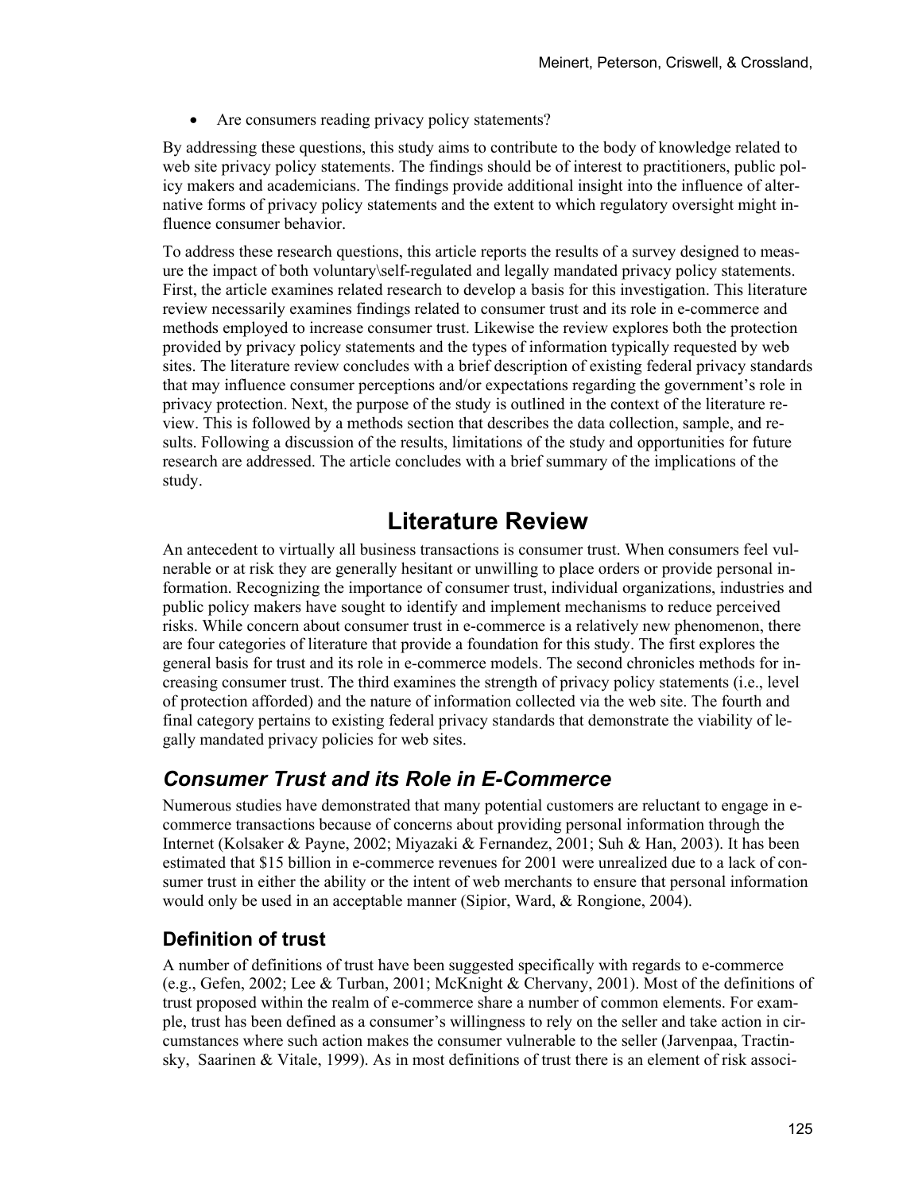- Are consumers reading privacy policy statements?

By addressing these questions, this study aims to contribute to the body of knowledge related to web site privacy policy statements. The findings should be of interest to practitioners, public policy makers and academicians. The findings provide additional insight into the influence of alternative forms of privacy policy statements and the extent to which regulatory oversight might influence consumer behavior.

To address these research questions, this article reports the results of a survey designed to measure the impact of both voluntary\self-regulated and legally mandated privacy policy statements. First, the article examines related research to develop a basis for this investigation. This literature review necessarily examines findings related to consumer trust and its role in e-commerce and methods employed to increase consumer trust. Likewise the review explores both the protection provided by privacy policy statements and the types of information typically requested by web sites. The literature review concludes with a brief description of existing federal privacy standards that may influence consumer perceptions and/or expectations regarding the government's role in privacy protection. Next, the purpose of the study is outlined in the context of the literature review. This is followed by a methods section that describes the data collection, sample, and results. Following a discussion of the results, limitations of the study and opportunities for future research are addressed. The article concludes with a brief summary of the implications of the study.

# Literature Review

An antecedent to virtually all business transactions is consumer trust. When consumers feel vulnerable or at risk they are generally hesitant or unwilling to place orders or provide personal information. Recognizing the importance of consumer trust, individual organizations, industries and public policy makers have sought to identify and implement mechanisms to reduce perceived risks. While concern about consumer trust in e-commerce is a relatively new phenomenon, there are four categories of literature that provide a foundation for this study. The first explores the general basis for trust and its role in e-commerce models. The second chronicles methods for increasing consumer trust. The third examines the strength of privacy policy statements (i.e., level of protection afforded) and the nature of information collected via the web site. The fourth and final category pertains to existing federal privacy standards that demonstrate the viability of legally mandated privacy policies for web sites.

## *Consumer Trust and its Role in E-Commerce*

Numerous studies have demonstrated that many potential customers are reluctant to engage in e-commerce transactions because of concerns about providing personal information through the Internet (Kolsaker & Payne, 2002; Miyazaki & Fernandez, 2001; Suh & Han, 2003). It has been estimated that $15 billion in e-commerce revenues for 2001 were unrealized due to a lack of consumer trust in either the ability or the intent of web merchants to ensure that personal information would only be used in an acceptable manner (Sipior, Ward, & Rongione, 2004).

### Definition of trust

A number of definitions of trust have been suggested specifically with regards to e-commerce (e.g., Gefen, 2002; Lee & Turban, 2001; McKnight & Chervany, 2001). Most of the definitions of trust proposed within the realm of e-commerce share a number of common elements. For example, trust has been defined as a consumer's willingness to rely on the seller and take action in circumstances where such action makes the consumer vulnerable to the seller (Jarvenpaa, Tractinsky, Saarinen & Vitale, 1999). As in most definitions of trust there is an element of risk associ-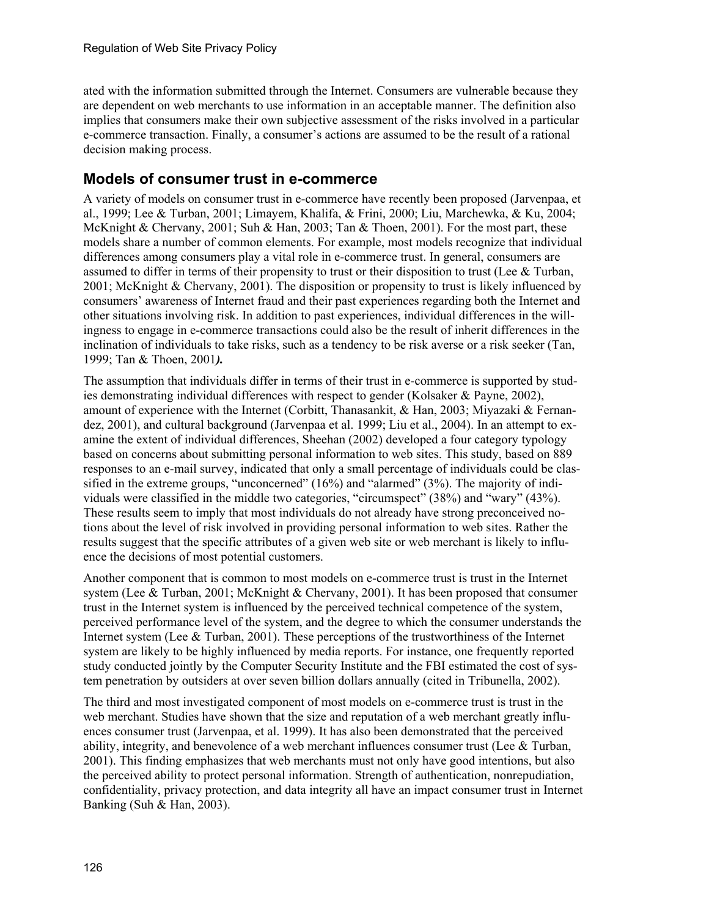ated with the information submitted through the Internet. Consumers are vulnerable because they are dependent on web merchants to use information in an acceptable manner. The definition also implies that consumers make their own subjective assessment of the risks involved in a particular e-commerce transaction. Finally, a consumer's actions are assumed to be the result of a rational decision making process.

## Models of consumer trust in e-commerce

A variety of models on consumer trust in e-commerce have recently been proposed (Jarvenpaa, et al., 1999; Lee & Turban, 2001; Limayem, Khalifa, & Frini, 2000; Liu, Marchewka, & Ku, 2004; McKnight & Chervany, 2001; Suh & Han, 2003; Tan & Thoen, 2001). For the most part, these models share a number of common elements. For example, most models recognize that individual differences among consumers play a vital role in e-commerce trust. In general, consumers are assumed to differ in terms of their propensity to trust or their disposition to trust (Lee & Turban, 2001; McKnight & Chervany, 2001). The disposition or propensity to trust is likely influenced by consumers' awareness of Internet fraud and their past experiences regarding both the Internet and other situations involving risk. In addition to past experiences, individual differences in the willingness to engage in e-commerce transactions could also be the result of inherit differences in the inclination of individuals to take risks, such as a tendency to be risk averse or a risk seeker (Tan, 1999; Tan & Thoen, 2001***).***

The assumption that individuals differ in terms of their trust in e-commerce is supported by studies demonstrating individual differences with respect to gender (Kolsaker & Payne, 2002), amount of experience with the Internet (Corbitt, Thanasankit, & Han, 2003; Miyazaki & Fernandez, 2001), and cultural background (Jarvenpaa et al. 1999; Liu et al., 2004). In an attempt to examine the extent of individual differences, Sheehan (2002) developed a four category typology based on concerns about submitting personal information to web sites. This study, based on 889 responses to an e-mail survey, indicated that only a small percentage of individuals could be classified in the extreme groups, "unconcerned" (16%) and "alarmed" (3%). The majority of individuals were classified in the middle two categories, "circumspect" (38%) and "wary" (43%). These results seem to imply that most individuals do not already have strong preconceived notions about the level of risk involved in providing personal information to web sites. Rather the results suggest that the specific attributes of a given web site or web merchant is likely to influence the decisions of most potential customers.

Another component that is common to most models on e-commerce trust is trust in the Internet system (Lee & Turban, 2001; McKnight & Chervany, 2001). It has been proposed that consumer trust in the Internet system is influenced by the perceived technical competence of the system, perceived performance level of the system, and the degree to which the consumer understands the Internet system (Lee & Turban, 2001). These perceptions of the trustworthiness of the Internet system are likely to be highly influenced by media reports. For instance, one frequently reported study conducted jointly by the Computer Security Institute and the FBI estimated the cost of system penetration by outsiders at over seven billion dollars annually (cited in Tribunella, 2002).

The third and most investigated component of most models on e-commerce trust is trust in the web merchant. Studies have shown that the size and reputation of a web merchant greatly influences consumer trust (Jarvenpaa, et al. 1999). It has also been demonstrated that the perceived ability, integrity, and benevolence of a web merchant influences consumer trust (Lee & Turban, 2001). This finding emphasizes that web merchants must not only have good intentions, but also the perceived ability to protect personal information. Strength of authentication, nonrepudiation, confidentiality, privacy protection, and data integrity all have an impact consumer trust in Internet Banking (Suh & Han, 2003).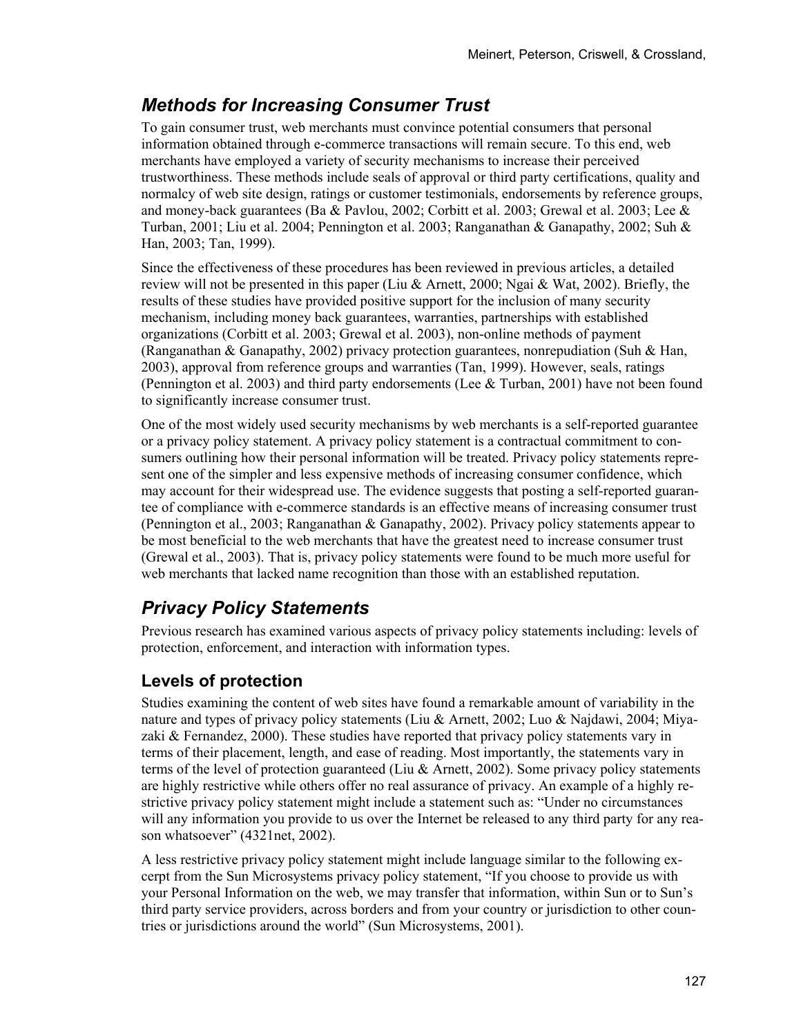## *Methods for Increasing Consumer Trust*

To gain consumer trust, web merchants must convince potential consumers that personal information obtained through e-commerce transactions will remain secure. To this end, web merchants have employed a variety of security mechanisms to increase their perceived trustworthiness. These methods include seals of approval or third party certifications, quality and normalcy of web site design, ratings or customer testimonials, endorsements by reference groups, and money-back guarantees (Ba & Pavlou, 2002; Corbitt et al. 2003; Grewal et al. 2003; Lee & Turban, 2001; Liu et al. 2004; Pennington et al. 2003; Ranganathan & Ganapathy, 2002; Suh & Han, 2003; Tan, 1999).

Since the effectiveness of these procedures has been reviewed in previous articles, a detailed review will not be presented in this paper (Liu & Arnett, 2000; Ngai & Wat, 2002). Briefly, the results of these studies have provided positive support for the inclusion of many security mechanism, including money back guarantees, warranties, partnerships with established organizations (Corbitt et al. 2003; Grewal et al. 2003), non-online methods of payment (Ranganathan & Ganapathy, 2002) privacy protection guarantees, nonrepudiation (Suh & Han, 2003), approval from reference groups and warranties (Tan, 1999). However, seals, ratings (Pennington et al. 2003) and third party endorsements (Lee & Turban, 2001) have not been found to significantly increase consumer trust.

One of the most widely used security mechanisms by web merchants is a self-reported guarantee or a privacy policy statement. A privacy policy statement is a contractual commitment to consumers outlining how their personal information will be treated. Privacy policy statements represent one of the simpler and less expensive methods of increasing consumer confidence, which may account for their widespread use. The evidence suggests that posting a self-reported guarantee of compliance with e-commerce standards is an effective means of increasing consumer trust (Pennington et al., 2003; Ranganathan & Ganapathy, 2002). Privacy policy statements appear to be most beneficial to the web merchants that have the greatest need to increase consumer trust (Grewal et al., 2003). That is, privacy policy statements were found to be much more useful for web merchants that lacked name recognition than those with an established reputation.

## *Privacy Policy Statements*

Previous research has examined various aspects of privacy policy statements including: levels of protection, enforcement, and interaction with information types.

### Levels of protection

Studies examining the content of web sites have found a remarkable amount of variability in the nature and types of privacy policy statements (Liu & Arnett, 2002; Luo & Najdawi, 2004; Miyazaki & Fernandez, 2000). These studies have reported that privacy policy statements vary in terms of their placement, length, and ease of reading. Most importantly, the statements vary in terms of the level of protection guaranteed (Liu & Arnett, 2002). Some privacy policy statements are highly restrictive while others offer no real assurance of privacy. An example of a highly restrictive privacy policy statement might include a statement such as: "Under no circumstances will any information you provide to us over the Internet be released to any third party for any reason whatsoever" (4321net, 2002).

A less restrictive privacy policy statement might include language similar to the following excerpt from the Sun Microsystems privacy policy statement, "If you choose to provide us with your Personal Information on the web, we may transfer that information, within Sun or to Sun's third party service providers, across borders and from your country or jurisdiction to other countries or jurisdictions around the world" (Sun Microsystems, 2001).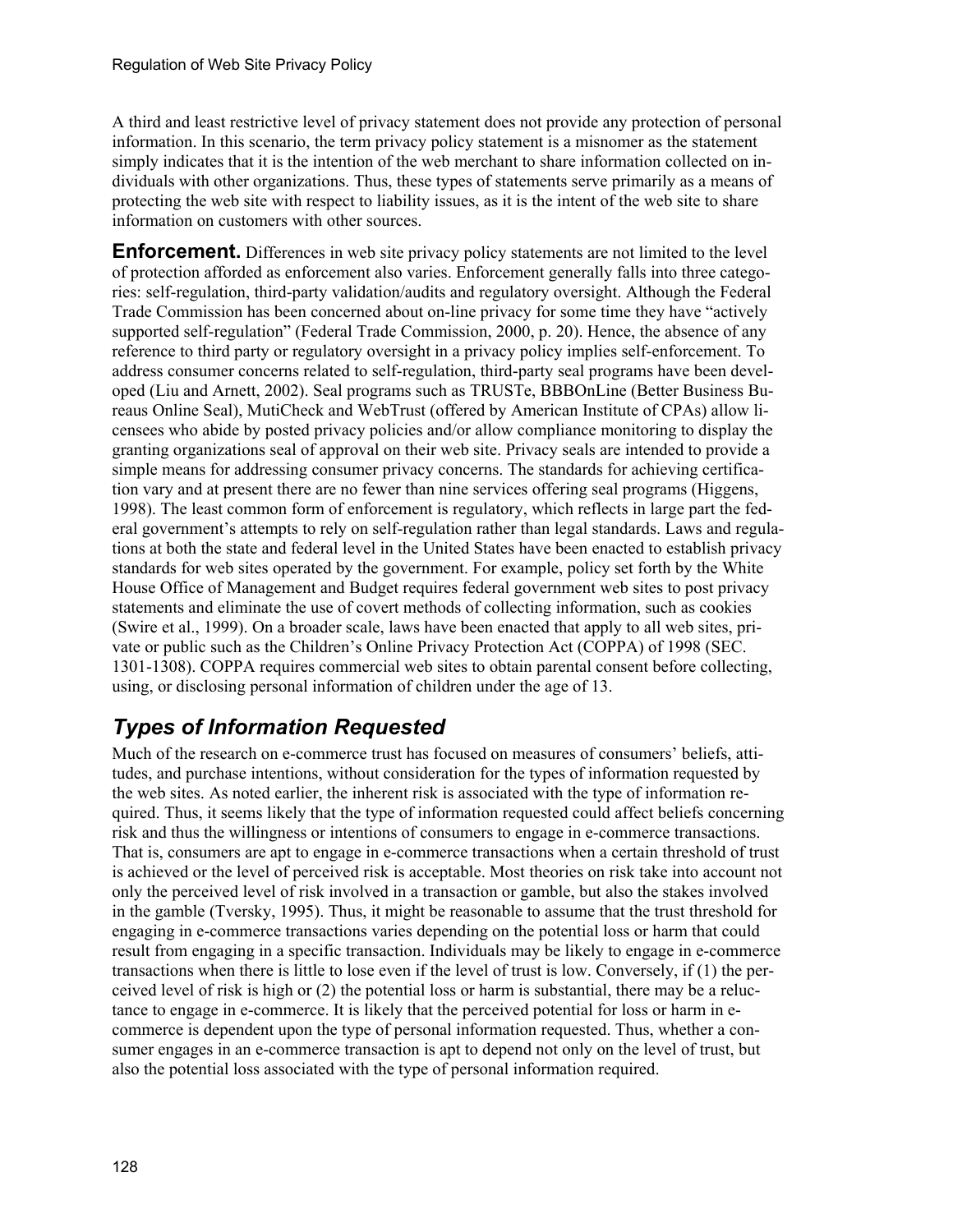A third and least restrictive level of privacy statement does not provide any protection of personal information. In this scenario, the term privacy policy statement is a misnomer as the statement simply indicates that it is the intention of the web merchant to share information collected on individuals with other organizations. Thus, these types of statements serve primarily as a means of protecting the web site with respect to liability issues, as it is the intent of the web site to share information on customers with other sources.

**Enforcement.** Differences in web site privacy policy statements are not limited to the level of protection afforded as enforcement also varies. Enforcement generally falls into three categories: self-regulation, third-party validation/audits and regulatory oversight. Although the Federal Trade Commission has been concerned about on-line privacy for some time they have "actively supported self-regulation" (Federal Trade Commission, 2000, p. 20). Hence, the absence of any reference to third party or regulatory oversight in a privacy policy implies self-enforcement. To address consumer concerns related to self-regulation, third-party seal programs have been developed (Liu and Arnett, 2002). Seal programs such as TRUSTe, BBBOnLine (Better Business Bureaus Online Seal), MutiCheck and WebTrust (offered by American Institute of CPAs) allow licensees who abide by posted privacy policies and/or allow compliance monitoring to display the granting organizations seal of approval on their web site. Privacy seals are intended to provide a simple means for addressing consumer privacy concerns. The standards for achieving certification vary and at present there are no fewer than nine services offering seal programs (Higgens, 1998). The least common form of enforcement is regulatory, which reflects in large part the federal government's attempts to rely on self-regulation rather than legal standards. Laws and regulations at both the state and federal level in the United States have been enacted to establish privacy standards for web sites operated by the government. For example, policy set forth by the White House Office of Management and Budget requires federal government web sites to post privacy statements and eliminate the use of covert methods of collecting information, such as cookies (Swire et al., 1999). On a broader scale, laws have been enacted that apply to all web sites, private or public such as the Children's Online Privacy Protection Act (COPPA) of 1998 (SEC. 1301-1308). COPPA requires commercial web sites to obtain parental consent before collecting, using, or disclosing personal information of children under the age of 13.

## *Types of Information Requested*

Much of the research on e-commerce trust has focused on measures of consumers' beliefs, attitudes, and purchase intentions, without consideration for the types of information requested by the web sites. As noted earlier, the inherent risk is associated with the type of information required. Thus, it seems likely that the type of information requested could affect beliefs concerning risk and thus the willingness or intentions of consumers to engage in e-commerce transactions. That is, consumers are apt to engage in e-commerce transactions when a certain threshold of trust is achieved or the level of perceived risk is acceptable. Most theories on risk take into account not only the perceived level of risk involved in a transaction or gamble, but also the stakes involved in the gamble (Tversky, 1995). Thus, it might be reasonable to assume that the trust threshold for engaging in e-commerce transactions varies depending on the potential loss or harm that could result from engaging in a specific transaction. Individuals may be likely to engage in e-commerce transactions when there is little to lose even if the level of trust is low. Conversely, if (1) the perceived level of risk is high or (2) the potential loss or harm is substantial, there may be a reluctance to engage in e-commerce. It is likely that the perceived potential for loss or harm in e-commerce is dependent upon the type of personal information requested. Thus, whether a consumer engages in an e-commerce transaction is apt to depend not only on the level of trust, but also the potential loss associated with the type of personal information required.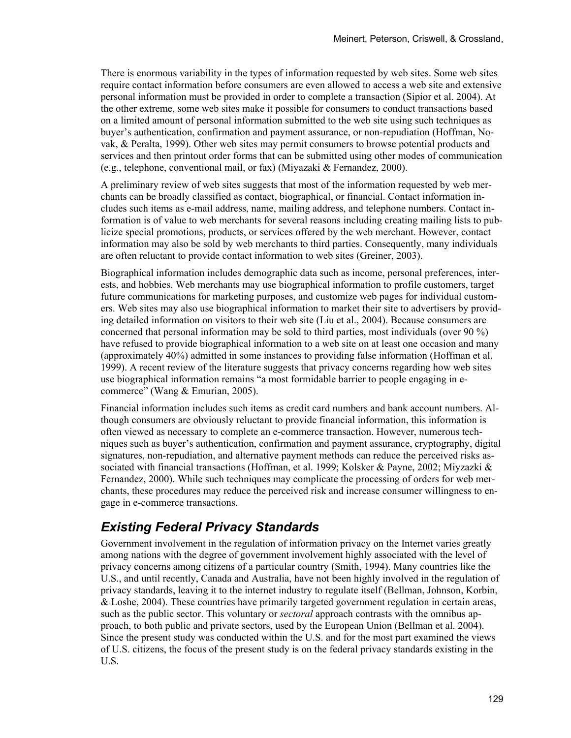There is enormous variability in the types of information requested by web sites. Some web sites require contact information before consumers are even allowed to access a web site and extensive personal information must be provided in order to complete a transaction (Sipior et al. 2004). At the other extreme, some web sites make it possible for consumers to conduct transactions based on a limited amount of personal information submitted to the web site using such techniques as buyer's authentication, confirmation and payment assurance, or non-repudiation (Hoffman, Novak, & Peralta, 1999). Other web sites may permit consumers to browse potential products and services and then printout order forms that can be submitted using other modes of communication (e.g., telephone, conventional mail, or fax) (Miyazaki & Fernandez, 2000).

A preliminary review of web sites suggests that most of the information requested by web merchants can be broadly classified as contact, biographical, or financial. Contact information includes such items as e-mail address, name, mailing address, and telephone numbers. Contact information is of value to web merchants for several reasons including creating mailing lists to publicize special promotions, products, or services offered by the web merchant. However, contact information may also be sold by web merchants to third parties. Consequently, many individuals are often reluctant to provide contact information to web sites (Greiner, 2003).

Biographical information includes demographic data such as income, personal preferences, interests, and hobbies. Web merchants may use biographical information to profile customers, target future communications for marketing purposes, and customize web pages for individual customers. Web sites may also use biographical information to market their site to advertisers by providing detailed information on visitors to their web site (Liu et al., 2004). Because consumers are concerned that personal information may be sold to third parties, most individuals (over 90 %) have refused to provide biographical information to a web site on at least one occasion and many (approximately 40%) admitted in some instances to providing false information (Hoffman et al. 1999). A recent review of the literature suggests that privacy concerns regarding how web sites use biographical information remains "a most formidable barrier to people engaging in e-commerce" (Wang & Emurian, 2005).

Financial information includes such items as credit card numbers and bank account numbers. Although consumers are obviously reluctant to provide financial information, this information is often viewed as necessary to complete an e-commerce transaction. However, numerous techniques such as buyer's authentication, confirmation and payment assurance, cryptography, digital signatures, non-repudiation, and alternative payment methods can reduce the perceived risks associated with financial transactions (Hoffman, et al. 1999; Kolsker & Payne, 2002; Miyzazki & Fernandez, 2000). While such techniques may complicate the processing of orders for web merchants, these procedures may reduce the perceived risk and increase consumer willingness to engage in e-commerce transactions.

## Existing Federal Privacy Standards

Government involvement in the regulation of information privacy on the Internet varies greatly among nations with the degree of government involvement highly associated with the level of privacy concerns among citizens of a particular country (Smith, 1994). Many countries like the U.S., and until recently, Canada and Australia, have not been highly involved in the regulation of privacy standards, leaving it to the internet industry to regulate itself (Bellman, Johnson, Korbin, & Loshe, 2004). These countries have primarily targeted government regulation in certain areas, such as the public sector. This voluntary or *sectoral* approach contrasts with the omnibus approach, to both public and private sectors, used by the European Union (Bellman et al. 2004). Since the present study was conducted within the U.S. and for the most part examined the views of U.S. citizens, the focus of the present study is on the federal privacy standards existing in the U.S.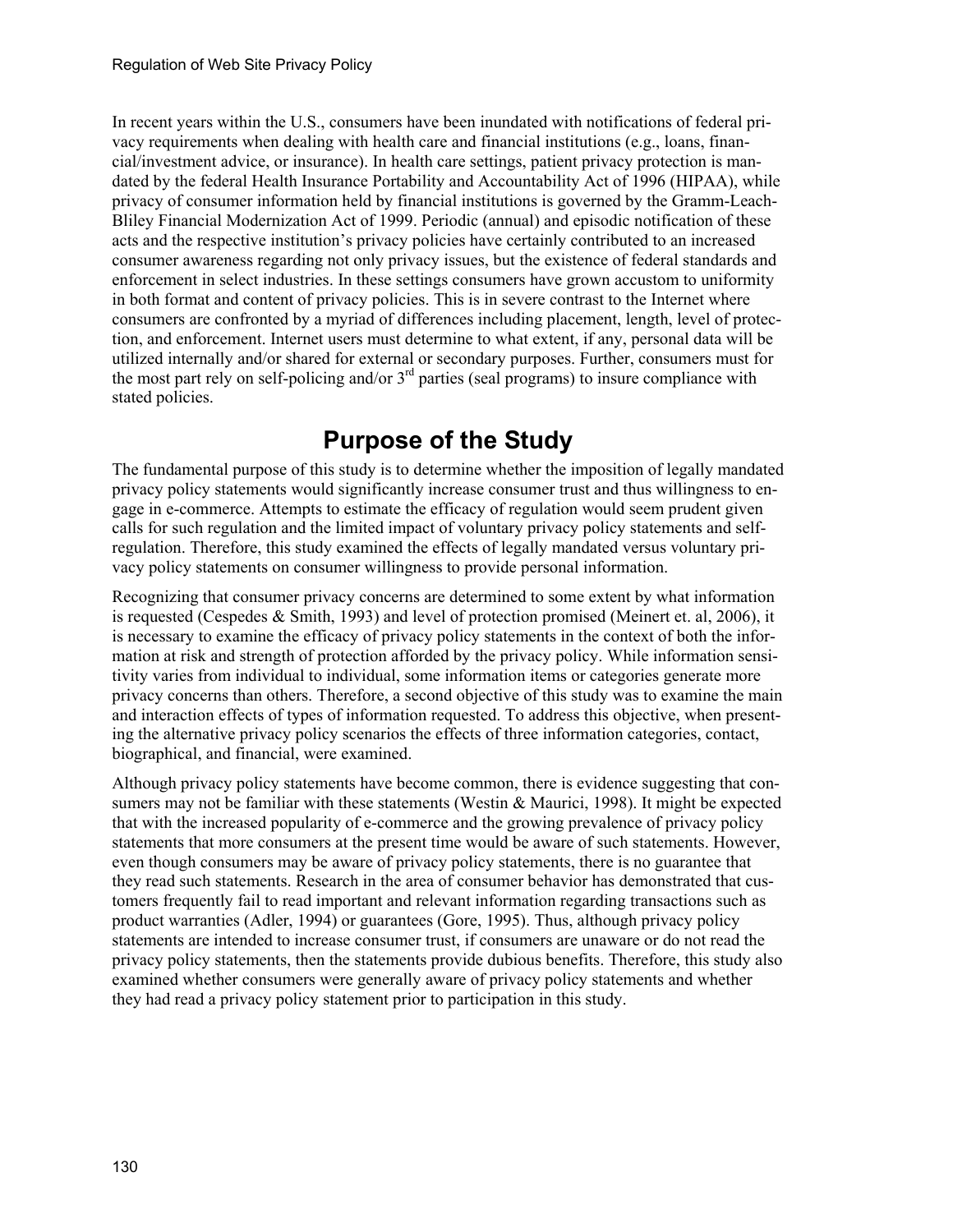In recent years within the U.S., consumers have been inundated with notifications of federal privacy requirements when dealing with health care and financial institutions (e.g., loans, financial/investment advice, or insurance). In health care settings, patient privacy protection is mandated by the federal Health Insurance Portability and Accountability Act of 1996 (HIPAA), while privacy of consumer information held by financial institutions is governed by the Gramm-Leach-Bliley Financial Modernization Act of 1999. Periodic (annual) and episodic notification of these acts and the respective institution's privacy policies have certainly contributed to an increased consumer awareness regarding not only privacy issues, but the existence of federal standards and enforcement in select industries. In these settings consumers have grown accustom to uniformity in both format and content of privacy policies. This is in severe contrast to the Internet where consumers are confronted by a myriad of differences including placement, length, level of protection, and enforcement. Internet users must determine to what extent, if any, personal data will be utilized internally and/or shared for external or secondary purposes. Further, consumers must for the most part rely on self-policing and/or 3rd parties (seal programs) to insure compliance with stated policies.

## Purpose of the Study

The fundamental purpose of this study is to determine whether the imposition of legally mandated privacy policy statements would significantly increase consumer trust and thus willingness to engage in e-commerce. Attempts to estimate the efficacy of regulation would seem prudent given calls for such regulation and the limited impact of voluntary privacy policy statements and self-regulation. Therefore, this study examined the effects of legally mandated versus voluntary privacy policy statements on consumer willingness to provide personal information.

Recognizing that consumer privacy concerns are determined to some extent by what information is requested (Cespedes & Smith, 1993) and level of protection promised (Meinert et. al, 2006), it is necessary to examine the efficacy of privacy policy statements in the context of both the information at risk and strength of protection afforded by the privacy policy. While information sensitivity varies from individual to individual, some information items or categories generate more privacy concerns than others. Therefore, a second objective of this study was to examine the main and interaction effects of types of information requested. To address this objective, when presenting the alternative privacy policy scenarios the effects of three information categories, contact, biographical, and financial, were examined.

Although privacy policy statements have become common, there is evidence suggesting that consumers may not be familiar with these statements (Westin & Maurici, 1998). It might be expected that with the increased popularity of e-commerce and the growing prevalence of privacy policy statements that more consumers at the present time would be aware of such statements. However, even though consumers may be aware of privacy policy statements, there is no guarantee that they read such statements. Research in the area of consumer behavior has demonstrated that customers frequently fail to read important and relevant information regarding transactions such as product warranties (Adler, 1994) or guarantees (Gore, 1995). Thus, although privacy policy statements are intended to increase consumer trust, if consumers are unaware or do not read the privacy policy statements, then the statements provide dubious benefits. Therefore, this study also examined whether consumers were generally aware of privacy policy statements and whether they had read a privacy policy statement prior to participation in this study.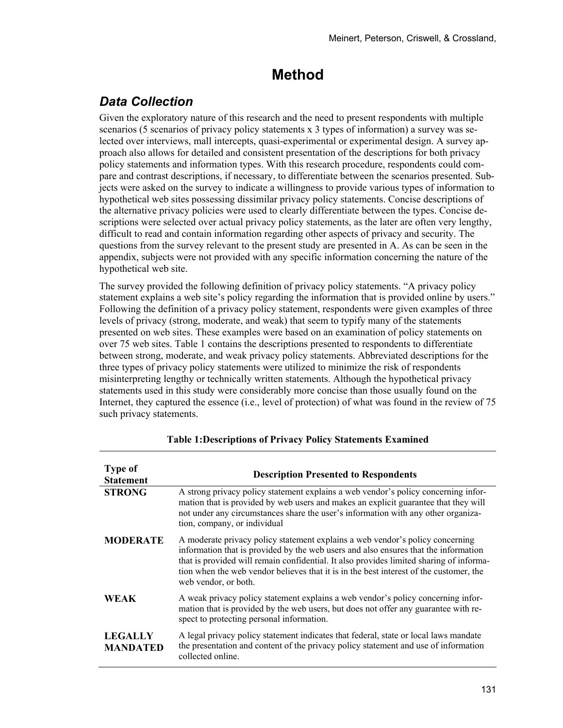# Method

## *Data Collection*

Given the exploratory nature of this research and the need to present respondents with multiple scenarios (5 scenarios of privacy policy statements x 3 types of information) a survey was selected over interviews, mall intercepts, quasi-experimental or experimental design. A survey approach also allows for detailed and consistent presentation of the descriptions for both privacy policy statements and information types. With this research procedure, respondents could compare and contrast descriptions, if necessary, to differentiate between the scenarios presented. Subjects were asked on the survey to indicate a willingness to provide various types of information to hypothetical web sites possessing dissimilar privacy policy statements. Concise descriptions of the alternative privacy policies were used to clearly differentiate between the types. Concise descriptions were selected over actual privacy policy statements, as the later are often very lengthy, difficult to read and contain information regarding other aspects of privacy and security. The questions from the survey relevant to the present study are presented in A. As can be seen in the appendix, subjects were not provided with any specific information concerning the nature of the hypothetical web site.

The survey provided the following definition of privacy policy statements. "A privacy policy statement explains a web site's policy regarding the information that is provided online by users." Following the definition of a privacy policy statement, respondents were given examples of three levels of privacy (strong, moderate, and weak) that seem to typify many of the statements presented on web sites. These examples were based on an examination of policy statements on over 75 web sites. Table 1 contains the descriptions presented to respondents to differentiate between strong, moderate, and weak privacy policy statements. Abbreviated descriptions for the three types of privacy policy statements were utilized to minimize the risk of respondents misinterpreting lengthy or technically written statements. Although the hypothetical privacy statements used in this study were considerably more concise than those usually found on the Internet, they captured the essence (i.e., level of protection) of what was found in the review of 75 such privacy statements.

**Table 1:Descriptions of Privacy Policy Statements Examined**

| Type of Statement | Description Presented to Respondents |
|---|---|
| **STRONG** | A strong privacy policy statement explains a web vendor's policy concerning information that is provided by web users and makes an explicit guarantee that they will not under any circumstances share the user's information with any other organization, company, or individual |
| **MODERATE** | A moderate privacy policy statement explains a web vendor's policy concerning information that is provided by the web users and also ensures that the information that is provided will remain confidential. It also provides limited sharing of information when the web vendor believes that it is in the best interest of the customer, the web vendor, or both. |
| **WEAK** | A weak privacy policy statement explains a web vendor's policy concerning information that is provided by the web users, but does not offer any guarantee with respect to protecting personal information. |
| **LEGALLY MANDATED** | A legal privacy policy statement indicates that federal, state or local laws mandate the presentation and content of the privacy policy statement and use of information collected online. |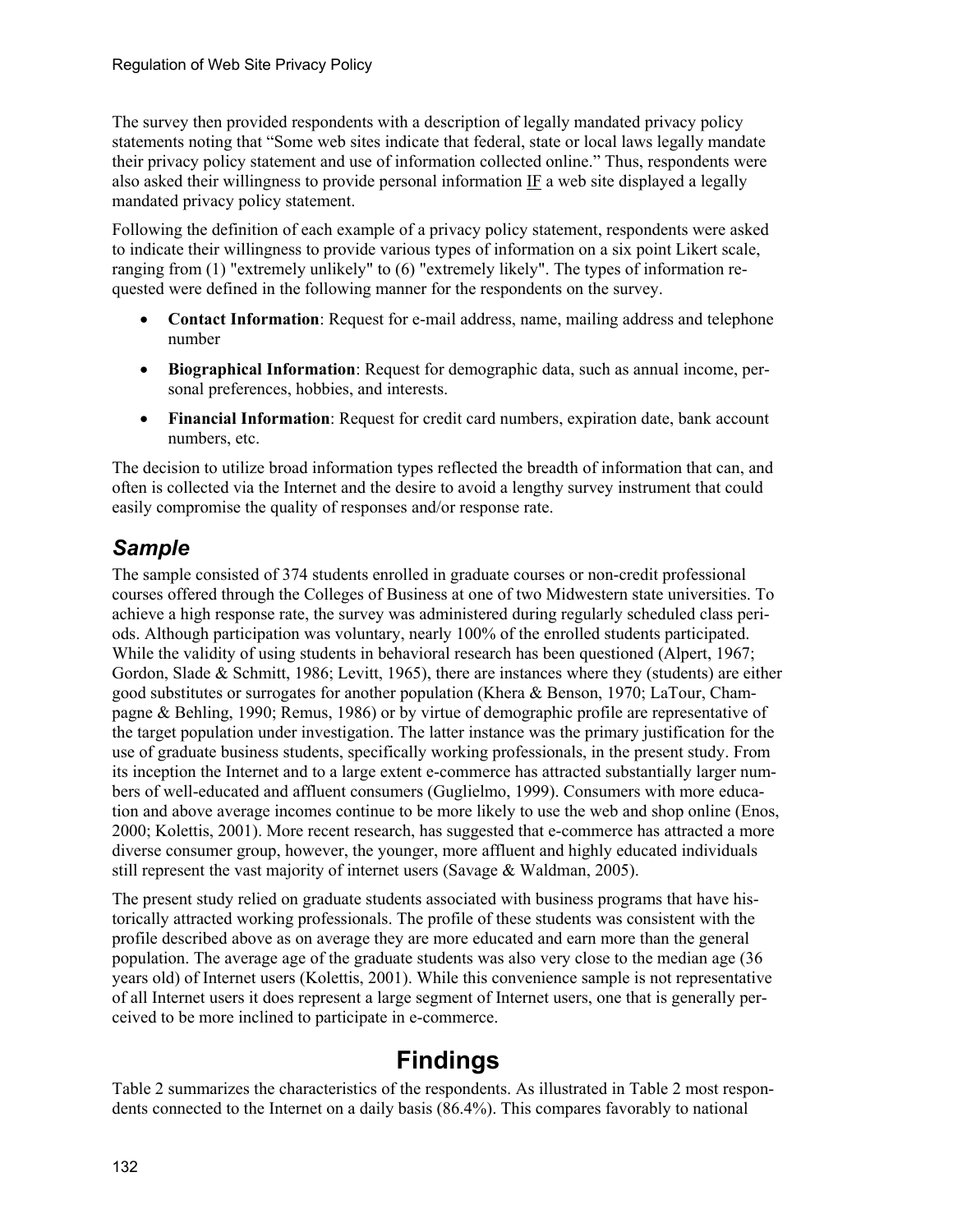The survey then provided respondents with a description of legally mandated privacy policy statements noting that "Some web sites indicate that federal, state or local laws legally mandate their privacy policy statement and use of information collected online." Thus, respondents were also asked their willingness to provide personal information IF a web site displayed a legally mandated privacy policy statement.

Following the definition of each example of a privacy policy statement, respondents were asked to indicate their willingness to provide various types of information on a six point Likert scale, ranging from (1) "extremely unlikely" to (6) "extremely likely". The types of information requested were defined in the following manner for the respondents on the survey.

- **Contact Information**: Request for e-mail address, name, mailing address and telephone number
- **Biographical Information**: Request for demographic data, such as annual income, personal preferences, hobbies, and interests.
- **Financial Information**: Request for credit card numbers, expiration date, bank account numbers, etc.

The decision to utilize broad information types reflected the breadth of information that can, and often is collected via the Internet and the desire to avoid a lengthy survey instrument that could easily compromise the quality of responses and/or response rate.

## *Sample*

The sample consisted of 374 students enrolled in graduate courses or non-credit professional courses offered through the Colleges of Business at one of two Midwestern state universities. To achieve a high response rate, the survey was administered during regularly scheduled class periods. Although participation was voluntary, nearly 100% of the enrolled students participated. While the validity of using students in behavioral research has been questioned (Alpert, 1967; Gordon, Slade & Schmitt, 1986; Levitt, 1965), there are instances where they (students) are either good substitutes or surrogates for another population (Khera & Benson, 1970; LaTour, Champagne & Behling, 1990; Remus, 1986) or by virtue of demographic profile are representative of the target population under investigation. The latter instance was the primary justification for the use of graduate business students, specifically working professionals, in the present study. From its inception the Internet and to a large extent e-commerce has attracted substantially larger numbers of well-educated and affluent consumers (Guglielmo, 1999). Consumers with more education and above average incomes continue to be more likely to use the web and shop online (Enos, 2000; Kolettis, 2001). More recent research, has suggested that e-commerce has attracted a more diverse consumer group, however, the younger, more affluent and highly educated individuals still represent the vast majority of internet users (Savage & Waldman, 2005).

The present study relied on graduate students associated with business programs that have historically attracted working professionals. The profile of these students was consistent with the profile described above as on average they are more educated and earn more than the general population. The average age of the graduate students was also very close to the median age (36 years old) of Internet users (Kolettis, 2001). While this convenience sample is not representative of all Internet users it does represent a large segment of Internet users, one that is generally perceived to be more inclined to participate in e-commerce.

# Findings

Table 2 summarizes the characteristics of the respondents. As illustrated in Table 2 most respondents connected to the Internet on a daily basis (86.4%). This compares favorably to national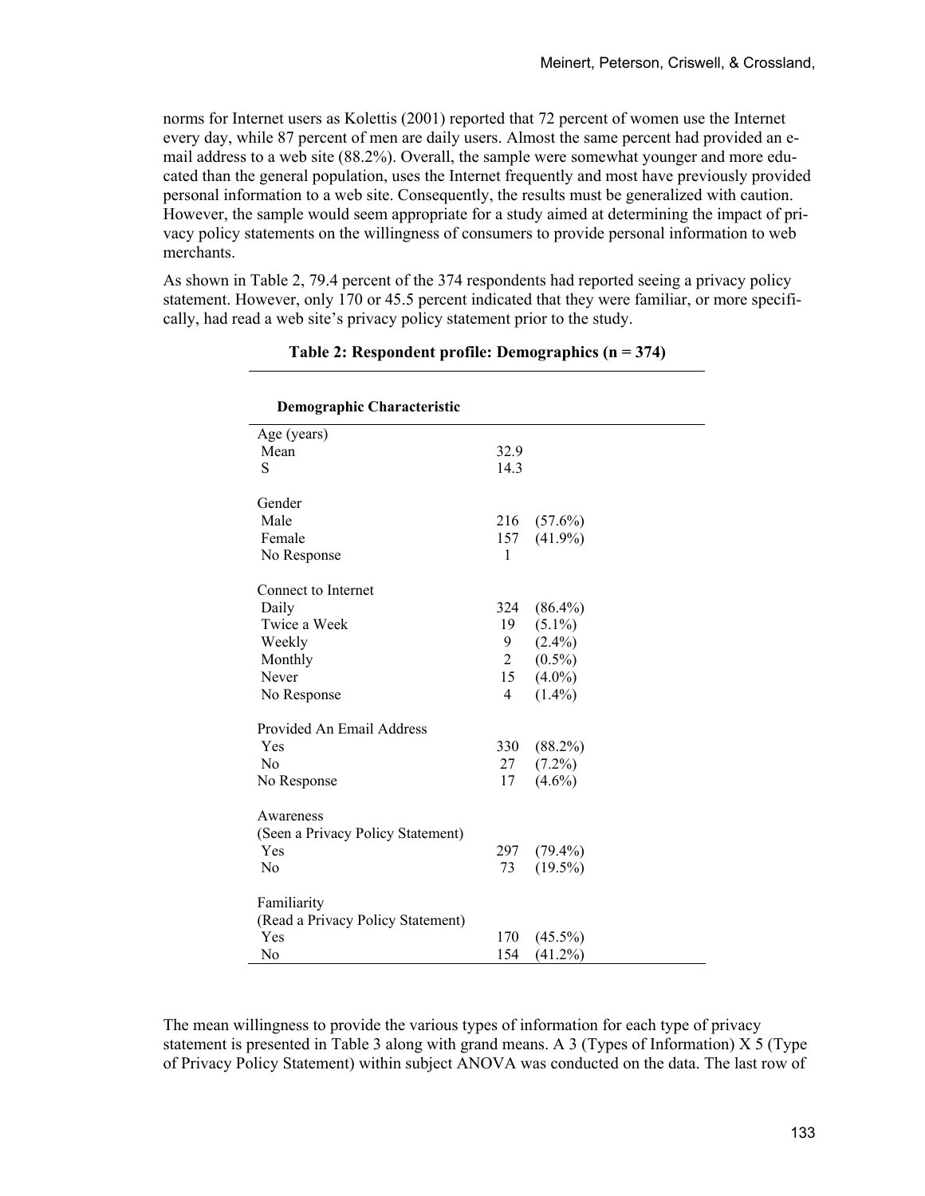norms for Internet users as Kolettis (2001) reported that 72 percent of women use the Internet every day, while 87 percent of men are daily users. Almost the same percent had provided an e-mail address to a web site (88.2%). Overall, the sample were somewhat younger and more educated than the general population, uses the Internet frequently and most have previously provided personal information to a web site. Consequently, the results must be generalized with caution. However, the sample would seem appropriate for a study aimed at determining the impact of privacy policy statements on the willingness of consumers to provide personal information to web merchants.

As shown in Table 2, 79.4 percent of the 374 respondents had reported seeing a privacy policy statement. However, only 170 or 45.5 percent indicated that they were familiar, or more specifically, had read a web site's privacy policy statement prior to the study.

**Table 2: Respondent profile: Demographics (n = 374)**

| Demographic Characteristic | | |
|---|---|---|
| Age (years) | | |
| Mean | 32.9 | |
| S | 14.3 | |
| Gender | | |
| Male | 216 | (57.6%) |
| Female | 157 | (41.9%) |
| No Response | 1 | |
| Connect to Internet | | |
| Daily | 324 | (86.4%) |
| Twice a Week | 19 | (5.1%) |
| Weekly | 9 | (2.4%) |
| Monthly | 2 | (0.5%) |
| Never | 15 | (4.0%) |
| No Response | 4 | (1.4%) |
| Provided An Email Address | | |
| Yes | 330 | (88.2%) |
| No | 27 | (7.2%) |
| No Response | 17 | (4.6%) |
| Awareness (Seen a Privacy Policy Statement) | | |
| Yes | 297 | (79.4%) |
| No | 73 | (19.5%) |
| Familiarity (Read a Privacy Policy Statement) | | |
| Yes | 170 | (45.5%) |
| No | 154 | (41.2%) |

The mean willingness to provide the various types of information for each type of privacy statement is presented in Table 3 along with grand means. A 3 (Types of Information) X 5 (Type of Privacy Policy Statement) within subject ANOVA was conducted on the data. The last row of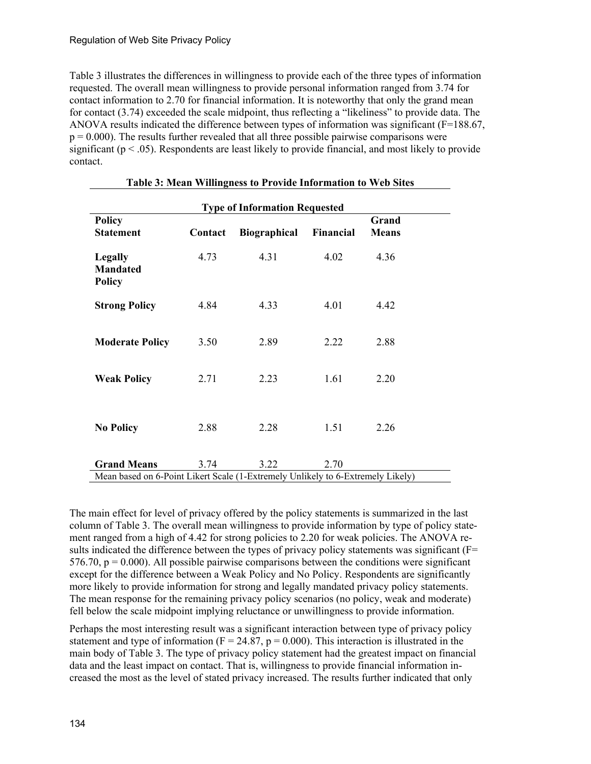Table 3 illustrates the differences in willingness to provide each of the three types of information requested. The overall mean willingness to provide personal information ranged from 3.74 for contact information to 2.70 for financial information. It is noteworthy that only the grand mean for contact (3.74) exceeded the scale midpoint, thus reflecting a "likeliness" to provide data. The ANOVA results indicated the difference between types of information was significant ($F=188.67$, $p = 0.000$). The results further revealed that all three possible pairwise comparisons were significant ($p < .05$). Respondents are least likely to provide financial, and most likely to provide contact.

**Table 3: Mean Willingness to Provide Information to Web Sites**

| | Type of Information Requested | | | |
|---|---|---|---|---|
| **Policy Statement** | **Contact** | **Biographical** | **Financial** | **Grand Means** |
| **Legally Mandated Policy** | 4.73 | 4.31 | 4.02 | 4.36 |
| **Strong Policy** | 4.84 | 4.33 | 4.01 | 4.42 |
| **Moderate Policy** | 3.50 | 2.89 | 2.22 | 2.88 |
| **Weak Policy** | 2.71 | 2.23 | 1.61 | 2.20 |
| **No Policy** | 2.88 | 2.28 | 1.51 | 2.26 |
| **Grand Means** | 3.74 | 3.22 | 2.70 | |

Mean based on 6-Point Likert Scale (1-Extremely Unlikely to 6-Extremely Likely)

The main effect for level of privacy offered by the policy statements is summarized in the last column of Table 3. The overall mean willingness to provide information by type of policy statement ranged from a high of 4.42 for strong policies to 2.20 for weak policies. The ANOVA results indicated the difference between the types of privacy policy statements was significant ($F= 576.70$, $p = 0.000$). All possible pairwise comparisons between the conditions were significant except for the difference between a Weak Policy and No Policy. Respondents are significantly more likely to provide information for strong and legally mandated privacy policy statements. The mean response for the remaining privacy policy scenarios (no policy, weak and moderate) fell below the scale midpoint implying reluctance or unwillingness to provide information.

Perhaps the most interesting result was a significant interaction between type of privacy policy statement and type of information ($F = 24.87$, $p = 0.000$). This interaction is illustrated in the main body of Table 3. The type of privacy policy statement had the greatest impact on financial data and the least impact on contact. That is, willingness to provide financial information increased the most as the level of stated privacy increased. The results further indicated that only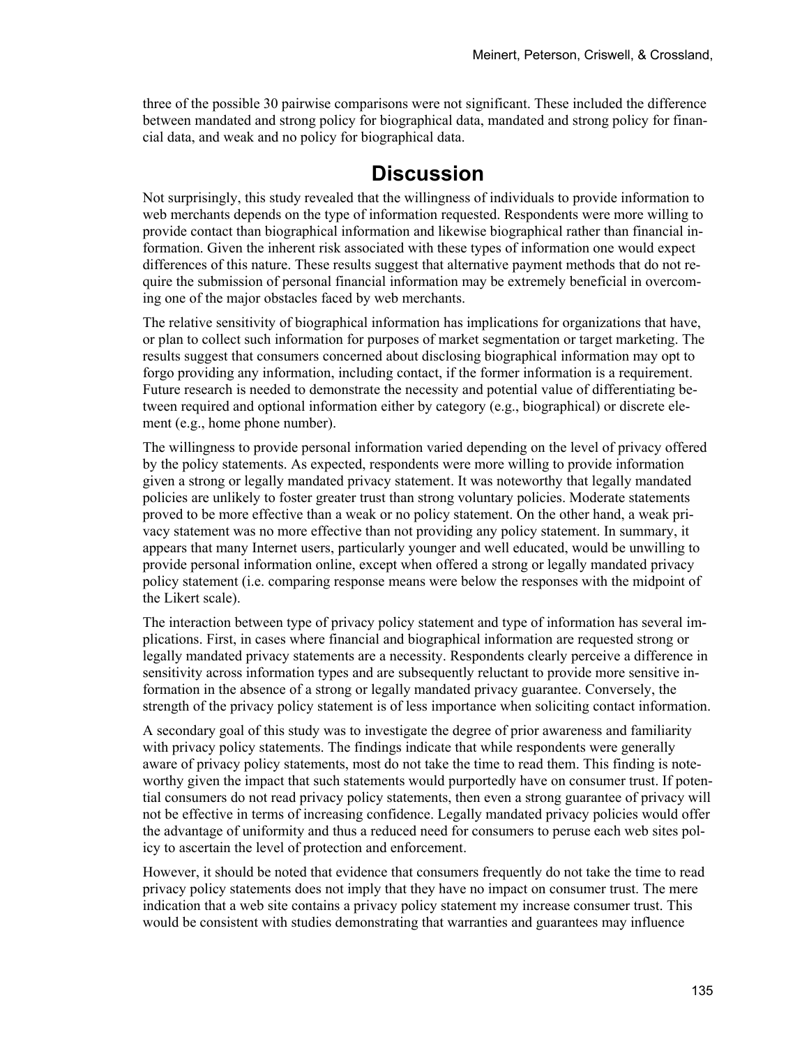three of the possible 30 pairwise comparisons were not significant. These included the difference between mandated and strong policy for biographical data, mandated and strong policy for financial data, and weak and no policy for biographical data.

# Discussion

Not surprisingly, this study revealed that the willingness of individuals to provide information to web merchants depends on the type of information requested. Respondents were more willing to provide contact than biographical information and likewise biographical rather than financial information. Given the inherent risk associated with these types of information one would expect differences of this nature. These results suggest that alternative payment methods that do not require the submission of personal financial information may be extremely beneficial in overcoming one of the major obstacles faced by web merchants.

The relative sensitivity of biographical information has implications for organizations that have, or plan to collect such information for purposes of market segmentation or target marketing. The results suggest that consumers concerned about disclosing biographical information may opt to forgo providing any information, including contact, if the former information is a requirement. Future research is needed to demonstrate the necessity and potential value of differentiating between required and optional information either by category (e.g., biographical) or discrete element (e.g., home phone number).

The willingness to provide personal information varied depending on the level of privacy offered by the policy statements. As expected, respondents were more willing to provide information given a strong or legally mandated privacy statement. It was noteworthy that legally mandated policies are unlikely to foster greater trust than strong voluntary policies. Moderate statements proved to be more effective than a weak or no policy statement. On the other hand, a weak privacy statement was no more effective than not providing any policy statement. In summary, it appears that many Internet users, particularly younger and well educated, would be unwilling to provide personal information online, except when offered a strong or legally mandated privacy policy statement (i.e. comparing response means were below the responses with the midpoint of the Likert scale).

The interaction between type of privacy policy statement and type of information has several implications. First, in cases where financial and biographical information are requested strong or legally mandated privacy statements are a necessity. Respondents clearly perceive a difference in sensitivity across information types and are subsequently reluctant to provide more sensitive information in the absence of a strong or legally mandated privacy guarantee. Conversely, the strength of the privacy policy statement is of less importance when soliciting contact information.

A secondary goal of this study was to investigate the degree of prior awareness and familiarity with privacy policy statements. The findings indicate that while respondents were generally aware of privacy policy statements, most do not take the time to read them. This finding is noteworthy given the impact that such statements would purportedly have on consumer trust. If potential consumers do not read privacy policy statements, then even a strong guarantee of privacy will not be effective in terms of increasing confidence. Legally mandated privacy policies would offer the advantage of uniformity and thus a reduced need for consumers to peruse each web sites policy to ascertain the level of protection and enforcement.

However, it should be noted that evidence that consumers frequently do not take the time to read privacy policy statements does not imply that they have no impact on consumer trust. The mere indication that a web site contains a privacy policy statement my increase consumer trust. This would be consistent with studies demonstrating that warranties and guarantees may influence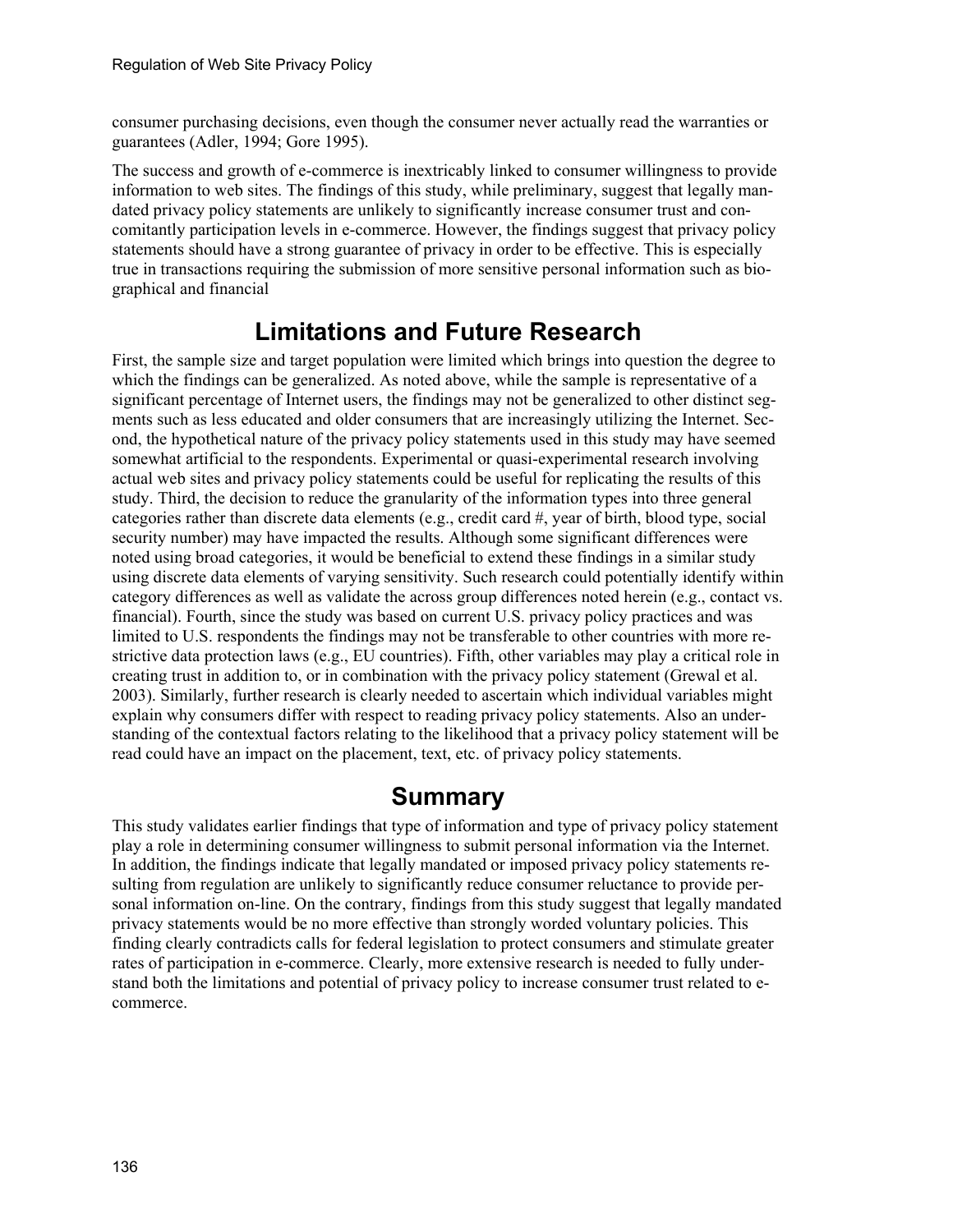consumer purchasing decisions, even though the consumer never actually read the warranties or guarantees (Adler, 1994; Gore 1995).

The success and growth of e-commerce is inextricably linked to consumer willingness to provide information to web sites. The findings of this study, while preliminary, suggest that legally mandated privacy policy statements are unlikely to significantly increase consumer trust and concomitantly participation levels in e-commerce. However, the findings suggest that privacy policy statements should have a strong guarantee of privacy in order to be effective. This is especially true in transactions requiring the submission of more sensitive personal information such as biographical and financial

## Limitations and Future Research

First, the sample size and target population were limited which brings into question the degree to which the findings can be generalized. As noted above, while the sample is representative of a significant percentage of Internet users, the findings may not be generalized to other distinct segments such as less educated and older consumers that are increasingly utilizing the Internet. Second, the hypothetical nature of the privacy policy statements used in this study may have seemed somewhat artificial to the respondents. Experimental or quasi-experimental research involving actual web sites and privacy policy statements could be useful for replicating the results of this study. Third, the decision to reduce the granularity of the information types into three general categories rather than discrete data elements (e.g., credit card #, year of birth, blood type, social security number) may have impacted the results. Although some significant differences were noted using broad categories, it would be beneficial to extend these findings in a similar study using discrete data elements of varying sensitivity. Such research could potentially identify within category differences as well as validate the across group differences noted herein (e.g., contact vs. financial). Fourth, since the study was based on current U.S. privacy policy practices and was limited to U.S. respondents the findings may not be transferable to other countries with more restrictive data protection laws (e.g., EU countries). Fifth, other variables may play a critical role in creating trust in addition to, or in combination with the privacy policy statement (Grewal et al. 2003). Similarly, further research is clearly needed to ascertain which individual variables might explain why consumers differ with respect to reading privacy policy statements. Also an understanding of the contextual factors relating to the likelihood that a privacy policy statement will be read could have an impact on the placement, text, etc. of privacy policy statements.

## Summary

This study validates earlier findings that type of information and type of privacy policy statement play a role in determining consumer willingness to submit personal information via the Internet. In addition, the findings indicate that legally mandated or imposed privacy policy statements resulting from regulation are unlikely to significantly reduce consumer reluctance to provide personal information on-line. On the contrary, findings from this study suggest that legally mandated privacy statements would be no more effective than strongly worded voluntary policies. This finding clearly contradicts calls for federal legislation to protect consumers and stimulate greater rates of participation in e-commerce. Clearly, more extensive research is needed to fully understand both the limitations and potential of privacy policy to increase consumer trust related to e-commerce.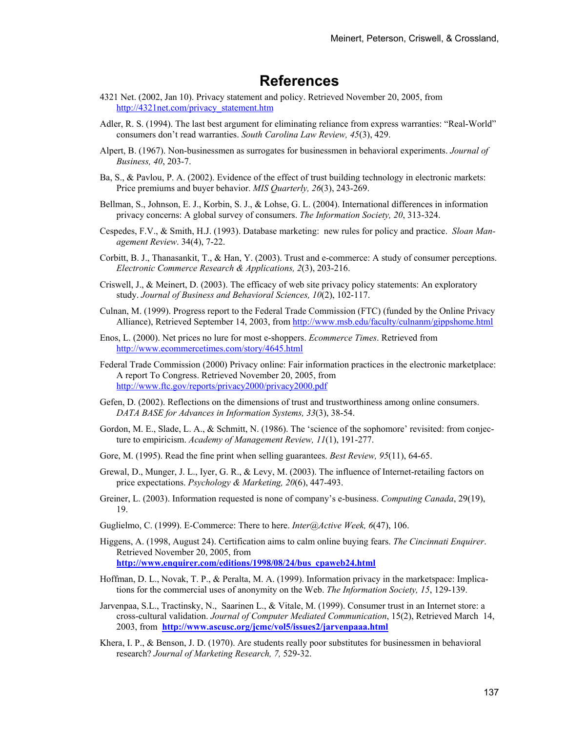# References

4321 Net. (2002, Jan 10). Privacy statement and policy. Retrieved November 20, 2005, from http://4321net.com/privacy_statement.htm

Adler, R. S. (1994). The last best argument for eliminating reliance from express warranties: "Real-World" consumers don't read warranties. *South Carolina Law Review, 45*(3), 429.

Alpert, B. (1967). Non-businessmen as surrogates for businessmen in behavioral experiments. *Journal of Business, 40*, 203-7.

Ba, S., & Pavlou, P. A. (2002). Evidence of the effect of trust building technology in electronic markets: Price premiums and buyer behavior. *MIS Quarterly, 26*(3), 243-269.

Bellman, S., Johnson, E. J., Korbin, S. J., & Lohse, G. L. (2004). International differences in information privacy concerns: A global survey of consumers. *The Information Society, 20*, 313-324.

Cespedes, F.V., & Smith, H.J. (1993). Database marketing: new rules for policy and practice. *Sloan Management Review*. 34(4), 7-22.

Corbitt, B. J., Thanasankit, T., & Han, Y. (2003). Trust and e-commerce: A study of consumer perceptions. *Electronic Commerce Research & Applications, 2*(3), 203-216.

Criswell, J., & Meinert, D. (2003). The efficacy of web site privacy policy statements: An exploratory study. *Journal of Business and Behavioral Sciences, 10*(2), 102-117.

Culnan, M. (1999). Progress report to the Federal Trade Commission (FTC) (funded by the Online Privacy Alliance), Retrieved September 14, 2003, from http://www.msb.edu/faculty/culnanm/gippshome.html

Enos, L. (2000). Net prices no lure for most e-shoppers. *Ecommerce Times*. Retrieved from http://www.ecommercetimes.com/story/4645.html

Federal Trade Commission (2000) Privacy online: Fair information practices in the electronic marketplace: A report To Congress. Retrieved November 20, 2005, from http://www.ftc.gov/reports/privacy2000/privacy2000.pdf

Gefen, D. (2002). Reflections on the dimensions of trust and trustworthiness among online consumers. *DATA BASE for Advances in Information Systems, 33*(3), 38-54.

Gordon, M. E., Slade, L. A., & Schmitt, N. (1986). The 'science of the sophomore' revisited: from conjecture to empiricism. *Academy of Management Review, 11*(1), 191-277.

Gore, M. (1995). Read the fine print when selling guarantees. *Best Review, 95*(11), 64-65.

Grewal, D., Munger, J. L., Iyer, G. R., & Levy, M. (2003). The influence of Internet-retailing factors on price expectations. *Psychology & Marketing, 20*(6), 447-493.

Greiner, L. (2003). Information requested is none of company's e-business. *Computing Canada*, 29(19), 19.

Guglielmo, C. (1999). E-Commerce: There to here. *Inter@Active Week, 6*(47), 106.

Higgens, A. (1998, August 24). Certification aims to calm online buying fears. *The Cincinnati Enquirer*. Retrieved November 20, 2005, from **http://www.enquirer.com/editions/1998/08/24/bus_cpaweb24.html**

Hoffman, D. L., Novak, T. P., & Peralta, M. A. (1999). Information privacy in the marketspace: Implications for the commercial uses of anonymity on the Web. *The Information Society, 15*, 129-139.

Jarvenpaa, S.L., Tractinsky, N., Saarinen L., & Vitale, M. (1999). Consumer trust in an Internet store: a cross-cultural validation. *Journal of Computer Mediated Communication*, 15(2), Retrieved March 14, 2003, from **http://www.ascusc.org/jcmc/vol5/issues2/jarvenpaaa.html**

Khera, I. P., & Benson, J. D. (1970). Are students really poor substitutes for businessmen in behavioral research? *Journal of Marketing Research, 7,* 529-32.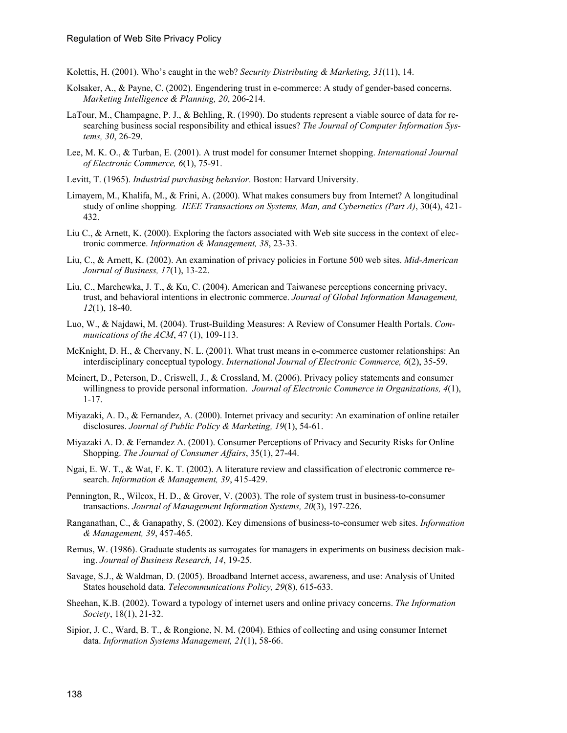Kolettis, H. (2001). Who's caught in the web? *Security Distributing & Marketing, 31*(11), 14.

Kolsaker, A., & Payne, C. (2002). Engendering trust in e-commerce: A study of gender-based concerns. *Marketing Intelligence & Planning, 20*, 206-214.

LaTour, M., Champagne, P. J., & Behling, R. (1990). Do students represent a viable source of data for researching business social responsibility and ethical issues? *The Journal of Computer Information Systems, 30*, 26-29.

Lee, M. K. O., & Turban, E. (2001). A trust model for consumer Internet shopping. *International Journal of Electronic Commerce, 6*(1), 75-91.

Levitt, T. (1965). *Industrial purchasing behavior*. Boston: Harvard University.

Limayem, M., Khalifa, M., & Frini, A. (2000). What makes consumers buy from Internet? A longitudinal study of online shopping. *IEEE Transactions on Systems, Man, and Cybernetics (Part A)*, 30(4), 421-432.

Liu C., & Arnett, K. (2000). Exploring the factors associated with Web site success in the context of electronic commerce. *Information & Management, 38*, 23-33.

Liu, C., & Arnett, K. (2002). An examination of privacy policies in Fortune 500 web sites. *Mid-American Journal of Business, 17*(1), 13-22.

Liu, C., Marchewka, J. T., & Ku, C. (2004). American and Taiwanese perceptions concerning privacy, trust, and behavioral intentions in electronic commerce. *Journal of Global Information Management, 12*(1), 18-40.

Luo, W., & Najdawi, M. (2004). Trust-Building Measures: A Review of Consumer Health Portals. *Communications of the ACM*, 47 (1), 109-113.

McKnight, D. H., & Chervany, N. L. (2001). What trust means in e-commerce customer relationships: An interdisciplinary conceptual typology. *International Journal of Electronic Commerce, 6*(2), 35-59.

Meinert, D., Peterson, D., Criswell, J., & Crossland, M. (2006). Privacy policy statements and consumer willingness to provide personal information. *Journal of Electronic Commerce in Organizations, 4*(1), 1-17.

Miyazaki, A. D., & Fernandez, A. (2000). Internet privacy and security: An examination of online retailer disclosures. *Journal of Public Policy & Marketing, 19*(1), 54-61.

Miyazaki A. D. & Fernandez A. (2001). Consumer Perceptions of Privacy and Security Risks for Online Shopping. *The Journal of Consumer Affairs*, 35(1), 27-44.

Ngai, E. W. T., & Wat, F. K. T. (2002). A literature review and classification of electronic commerce research. *Information & Management, 39*, 415-429.

Pennington, R., Wilcox, H. D., & Grover, V. (2003). The role of system trust in business-to-consumer transactions. *Journal of Management Information Systems, 20*(3), 197-226.

Ranganathan, C., & Ganapathy, S. (2002). Key dimensions of business-to-consumer web sites. *Information & Management, 39*, 457-465.

Remus, W. (1986). Graduate students as surrogates for managers in experiments on business decision making. *Journal of Business Research, 14*, 19-25.

Savage, S.J., & Waldman, D. (2005). Broadband Internet access, awareness, and use: Analysis of United States household data. *Telecommunications Policy, 29*(8), 615-633.

Sheehan, K.B. (2002). Toward a typology of internet users and online privacy concerns. *The Information Society*, 18(1), 21-32.

Sipior, J. C., Ward, B. T., & Rongione, N. M. (2004). Ethics of collecting and using consumer Internet data. *Information Systems Management, 21*(1), 58-66.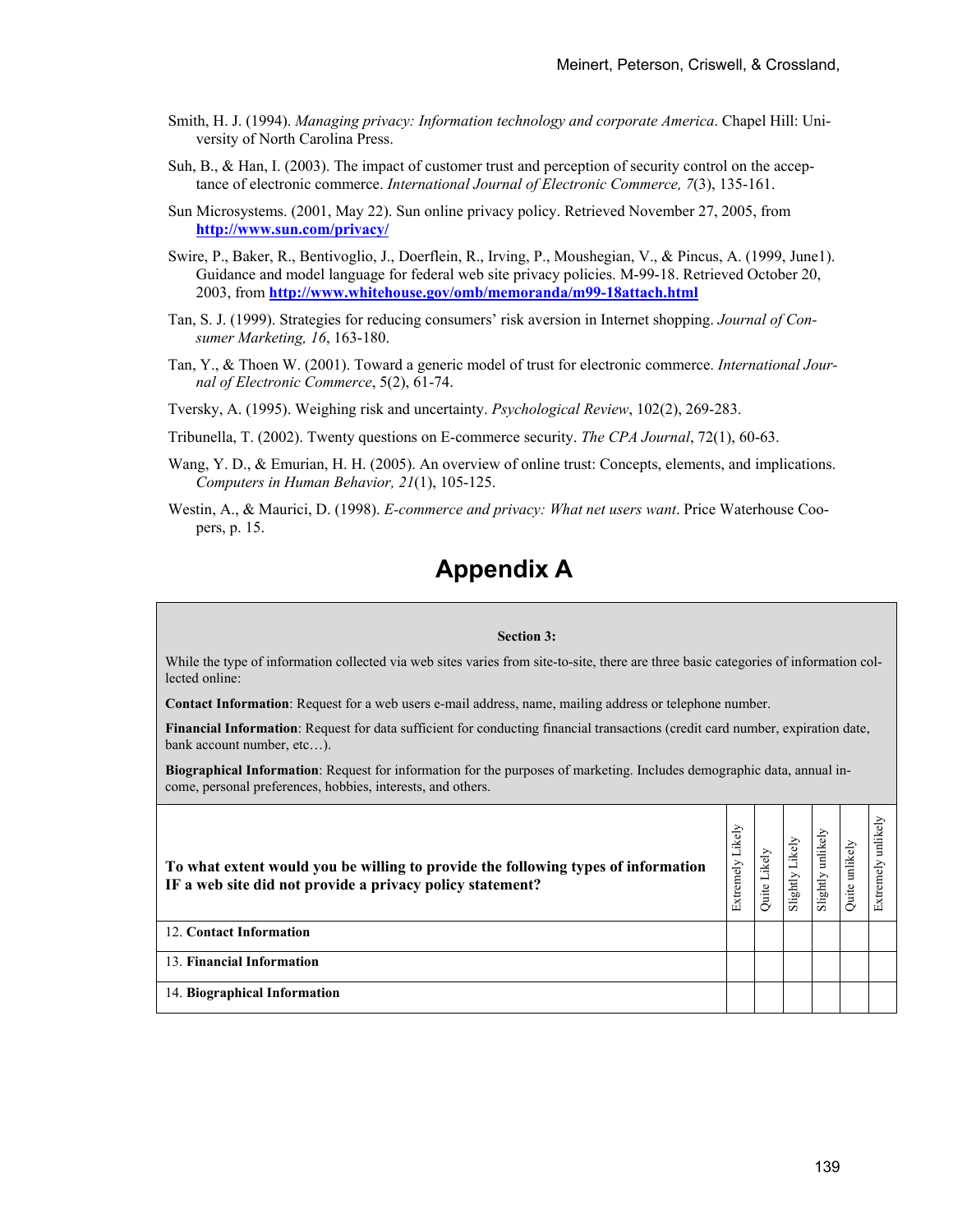Smith, H. J. (1994). *Managing privacy: Information technology and corporate America*. Chapel Hill: University of North Carolina Press.

Suh, B., & Han, I. (2003). The impact of customer trust and perception of security control on the acceptance of electronic commerce. *International Journal of Electronic Commerce, 7*(3), 135-161.

Sun Microsystems. (2001, May 22). Sun online privacy policy. Retrieved November 27, 2005, from **http://www.sun.com/privacy/**

Swire, P., Baker, R., Bentivoglio, J., Doerflein, R., Irving, P., Moushegian, V., & Pincus, A. (1999, June1). Guidance and model language for federal web site privacy policies. M-99-18. Retrieved October 20, 2003, from **http://www.whitehouse.gov/omb/memoranda/m99-18attach.html**

Tan, S. J. (1999). Strategies for reducing consumers' risk aversion in Internet shopping. *Journal of Consumer Marketing, 16*, 163-180.

Tan, Y., & Thoen W. (2001). Toward a generic model of trust for electronic commerce. *International Journal of Electronic Commerce*, 5(2), 61-74.

Tversky, A. (1995). Weighing risk and uncertainty. *Psychological Review*, 102(2), 269-283.

Tribunella, T. (2002). Twenty questions on E-commerce security. *The CPA Journal*, 72(1), 60-63.

Wang, Y. D., & Emurian, H. H. (2005). An overview of online trust: Concepts, elements, and implications. *Computers in Human Behavior, 21*(1), 105-125.

Westin, A., & Maurici, D. (1998). *E-commerce and privacy: What net users want*. Price Waterhouse Coopers, p. 15.

# Appendix A

**Section 3:**

While the type of information collected via web sites varies from site-to-site, there are three basic categories of information collected online:

**Contact Information**: Request for a web users e-mail address, name, mailing address or telephone number.

**Financial Information**: Request for data sufficient for conducting financial transactions (credit card number, expiration date, bank account number, etc…).

**Biographical Information**: Request for information for the purposes of marketing. Includes demographic data, annual income, personal preferences, hobbies, interests, and others.

| **To what extent would you be willing to provide the following types of information IF a web site did not provide a privacy policy statement?** | Extremely Likely | Quite Likely | Slightly Likely | Slightly unlikely | Quite unlikely | Extremely unlikely |
|---|---|---|---|---|---|---|
| 12. **Contact Information** | | | | | | |
| 13. **Financial Information** | | | | | | |
| 14. **Biographical Information** | | | | | | |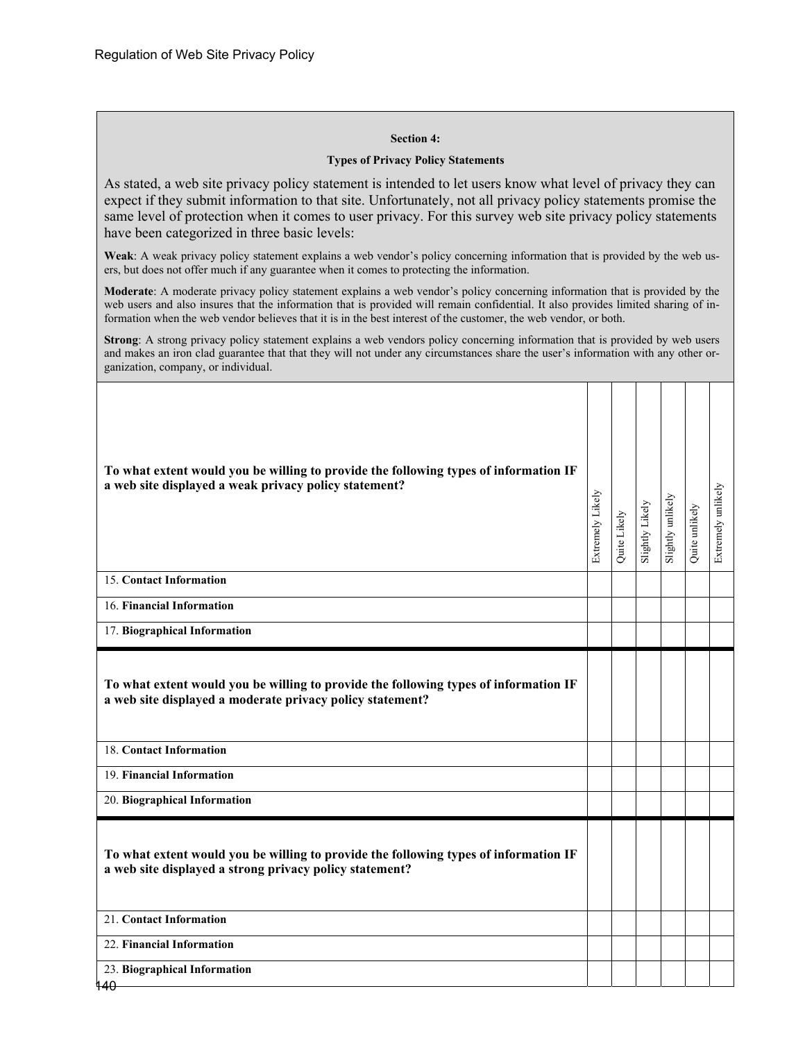**Section 4:**

**Types of Privacy Policy Statements**

As stated, a web site privacy policy statement is intended to let users know what level of privacy they can expect if they submit information to that site. Unfortunately, not all privacy policy statements promise the same level of protection when it comes to user privacy. For this survey web site privacy policy statements have been categorized in three basic levels:

**Weak**: A weak privacy policy statement explains a web vendor's policy concerning information that is provided by the web users, but does not offer much if any guarantee when it comes to protecting the information.

**Moderate**: A moderate privacy policy statement explains a web vendor's policy concerning information that is provided by the web users and also insures that the information that is provided will remain confidential. It also provides limited sharing of information when the web vendor believes that it is in the best interest of the customer, the web vendor, or both.

**Strong**: A strong privacy policy statement explains a web vendors policy concerning information that is provided by web users and makes an iron clad guarantee that that they will not under any circumstances share the user's information with any other organization, company, or individual.

| **To what extent would you be willing to provide the following types of information IF a web site displayed a weak privacy policy statement?** | Extremely Likely | Quite Likely | Slightly Likely | Slightly unlikely | Quite unlikely | Extremely unlikely |
|---|---|---|---|---|---|---|
| 15. **Contact Information** | | | | | | |
| 16. **Financial Information** | | | | | | |
| 17. **Biographical Information** | | | | | | |
| **To what extent would you be willing to provide the following types of information IF a web site displayed a moderate privacy policy statement?** | | | | | | |
| 18. **Contact Information** | | | | | | |
| 19. **Financial Information** | | | | | | |
| 20. **Biographical Information** | | | | | | |
| **To what extent would you be willing to provide the following types of information IF a web site displayed a strong privacy policy statement?** | | | | | | |
| 21. **Contact Information** | | | | | | |
| 22. **Financial Information** | | | | | | |
| 23. **Biographical Information** | | | | | | |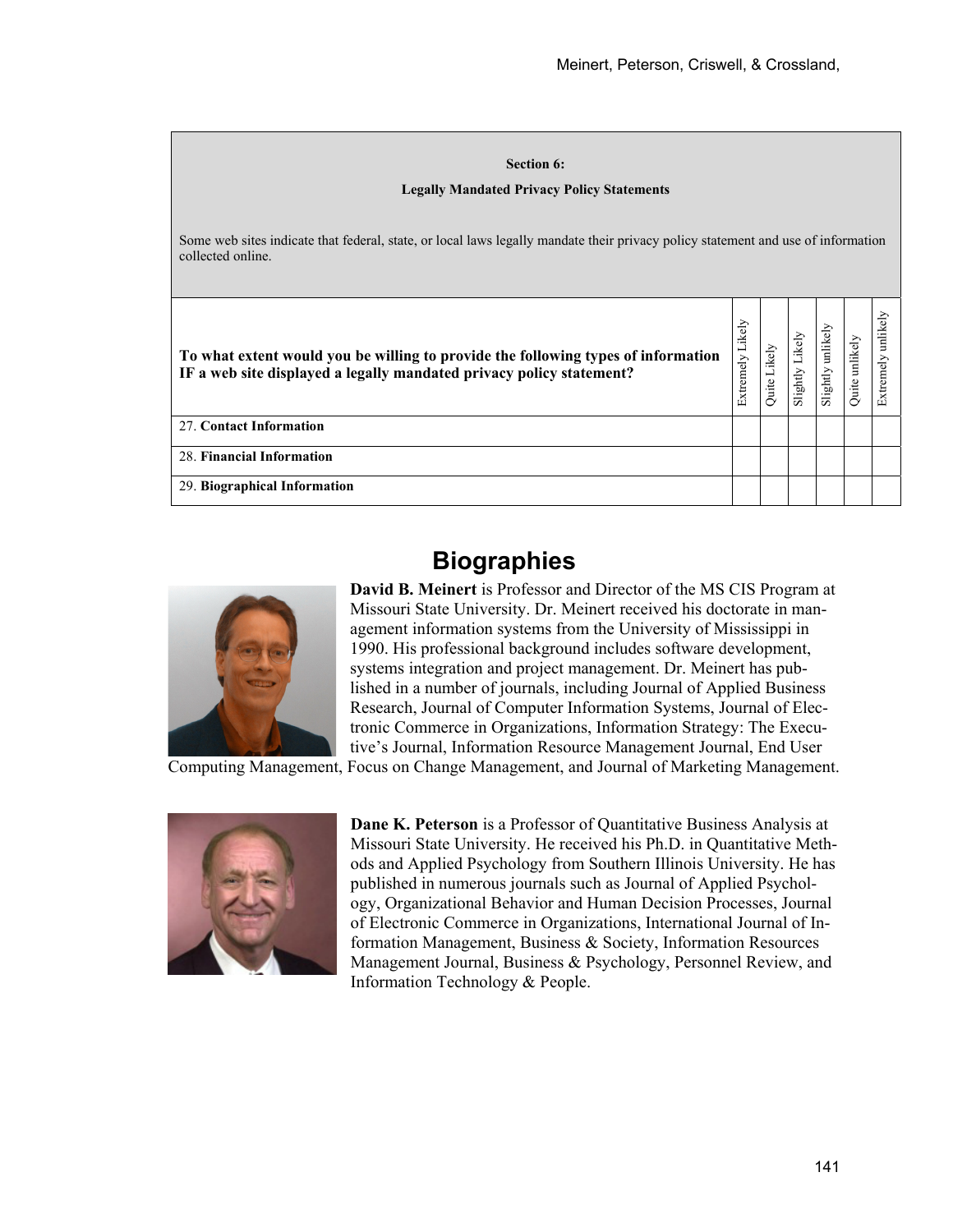| **Section 6:** **Legally Mandated Privacy Policy Statements** Some web sites indicate that federal, state, or local laws legally mandate their privacy policy statement and use of information collected online. | | | | | | |
|---|---|---|---|---|---|---|
| **To what extent would you be willing to provide the following types of information IF a web site displayed a legally mandated privacy policy statement?** | Extremely Likely | Quite Likely | Slightly Likely | Slightly unlikely | Quite unlikely | Extremely unlikely |
| 27. **Contact Information** | | | | | | |
| 28. **Financial Information** | | | | | | |
| 29. **Biographical Information** | | | | | | |

## Biographies

**David B. Meinert** is Professor and Director of the MS CIS Program at Missouri State University. Dr. Meinert received his doctorate in management information systems from the University of Mississippi in 1990. His professional background includes software development, systems integration and project management. Dr. Meinert has published in a number of journals, including Journal of Applied Business Research, Journal of Computer Information Systems, Journal of Electronic Commerce in Organizations, Information Strategy: The Executive's Journal, Information Resource Management Journal, End User Computing Management, Focus on Change Management, and Journal of Marketing Management.

**Dane K. Peterson** is a Professor of Quantitative Business Analysis at Missouri State University. He received his Ph.D. in Quantitative Methods and Applied Psychology from Southern Illinois University. He has published in numerous journals such as Journal of Applied Psychology, Organizational Behavior and Human Decision Processes, Journal of Electronic Commerce in Organizations, International Journal of Information Management, Business & Society, Information Resources Management Journal, Business & Psychology, Personnel Review, and Information Technology & People.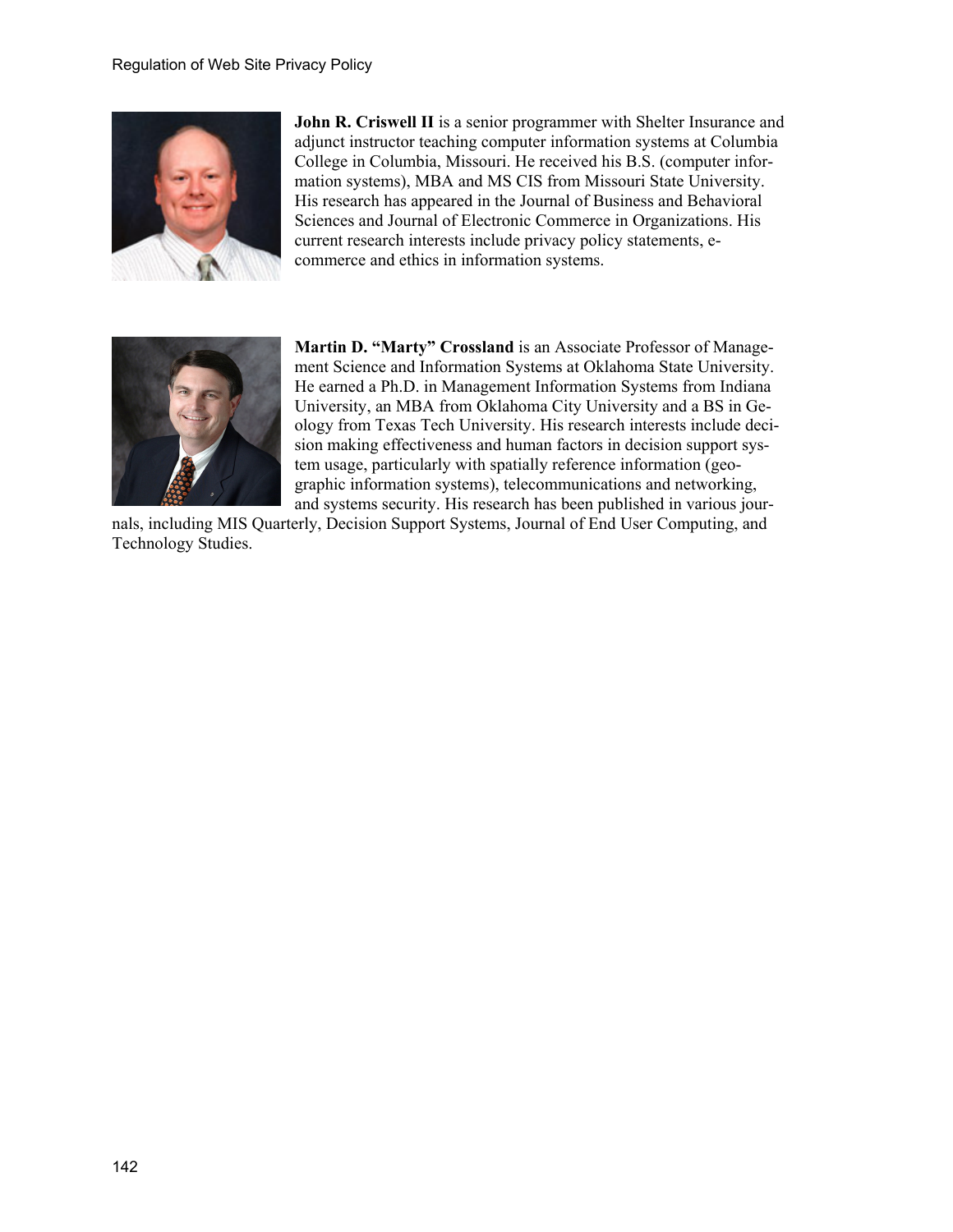**John R. Criswell II** is a senior programmer with Shelter Insurance and adjunct instructor teaching computer information systems at Columbia College in Columbia, Missouri. He received his B.S. (computer information systems), MBA and MS CIS from Missouri State University. His research has appeared in the Journal of Business and Behavioral Sciences and Journal of Electronic Commerce in Organizations. His current research interests include privacy policy statements, e-commerce and ethics in information systems.

**Martin D. "Marty" Crossland** is an Associate Professor of Management Science and Information Systems at Oklahoma State University. He earned a Ph.D. in Management Information Systems from Indiana University, an MBA from Oklahoma City University and a BS in Geology from Texas Tech University. His research interests include decision making effectiveness and human factors in decision support system usage, particularly with spatially reference information (geographic information systems), telecommunications and networking, and systems security. His research has been published in various journals, including MIS Quarterly, Decision Support Systems, Journal of End User Computing, and Technology Studies.